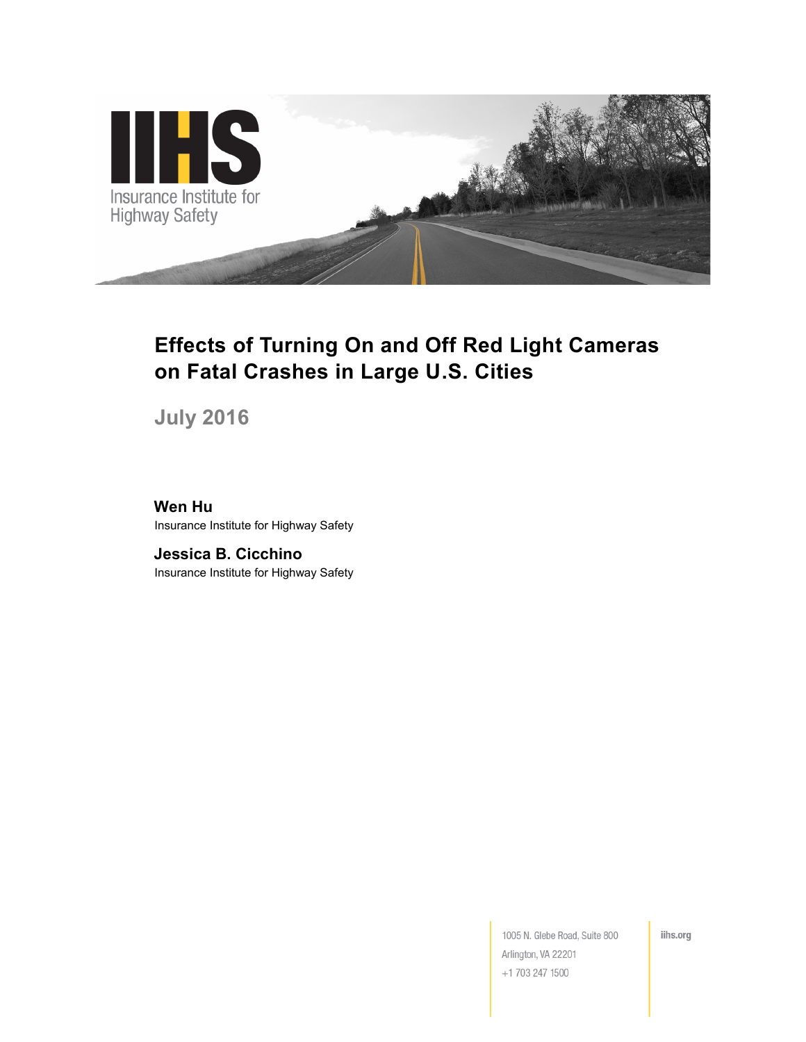IIHS

Insurance Institute for Highway Safety

# Effects of Turning On and Off Red Light Cameras on Fatal Crashes in Large U.S. Cities

## July 2016

**Wen Hu**
Insurance Institute for Highway Safety

**Jessica B. Cicchino**
Insurance Institute for Highway Safety

1005 N. Glebe Road, Suite 800
Arlington, VA 22201
+1 703 247 1500

iihs.org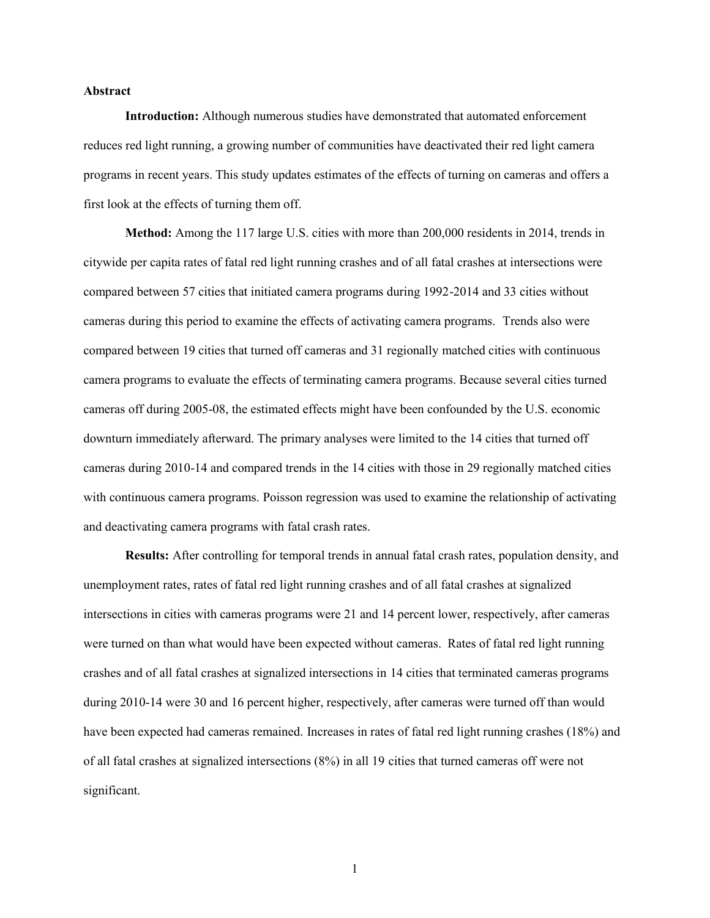## Abstract

**Introduction:** Although numerous studies have demonstrated that automated enforcement reduces red light running, a growing number of communities have deactivated their red light camera programs in recent years. This study updates estimates of the effects of turning on cameras and offers a first look at the effects of turning them off.

**Method:** Among the 117 large U.S. cities with more than 200,000 residents in 2014, trends in citywide per capita rates of fatal red light running crashes and of all fatal crashes at intersections were compared between 57 cities that initiated camera programs during 1992-2014 and 33 cities without cameras during this period to examine the effects of activating camera programs. Trends also were compared between 19 cities that turned off cameras and 31 regionally matched cities with continuous camera programs to evaluate the effects of terminating camera programs. Because several cities turned cameras off during 2005-08, the estimated effects might have been confounded by the U.S. economic downturn immediately afterward. The primary analyses were limited to the 14 cities that turned off cameras during 2010-14 and compared trends in the 14 cities with those in 29 regionally matched cities with continuous camera programs. Poisson regression was used to examine the relationship of activating and deactivating camera programs with fatal crash rates.

**Results:** After controlling for temporal trends in annual fatal crash rates, population density, and unemployment rates, rates of fatal red light running crashes and of all fatal crashes at signalized intersections in cities with cameras programs were 21 and 14 percent lower, respectively, after cameras were turned on than what would have been expected without cameras. Rates of fatal red light running crashes and of all fatal crashes at signalized intersections in 14 cities that terminated cameras programs during 2010-14 were 30 and 16 percent higher, respectively, after cameras were turned off than would have been expected had cameras remained. Increases in rates of fatal red light running crashes (18%) and of all fatal crashes at signalized intersections (8%) in all 19 cities that turned cameras off were not significant.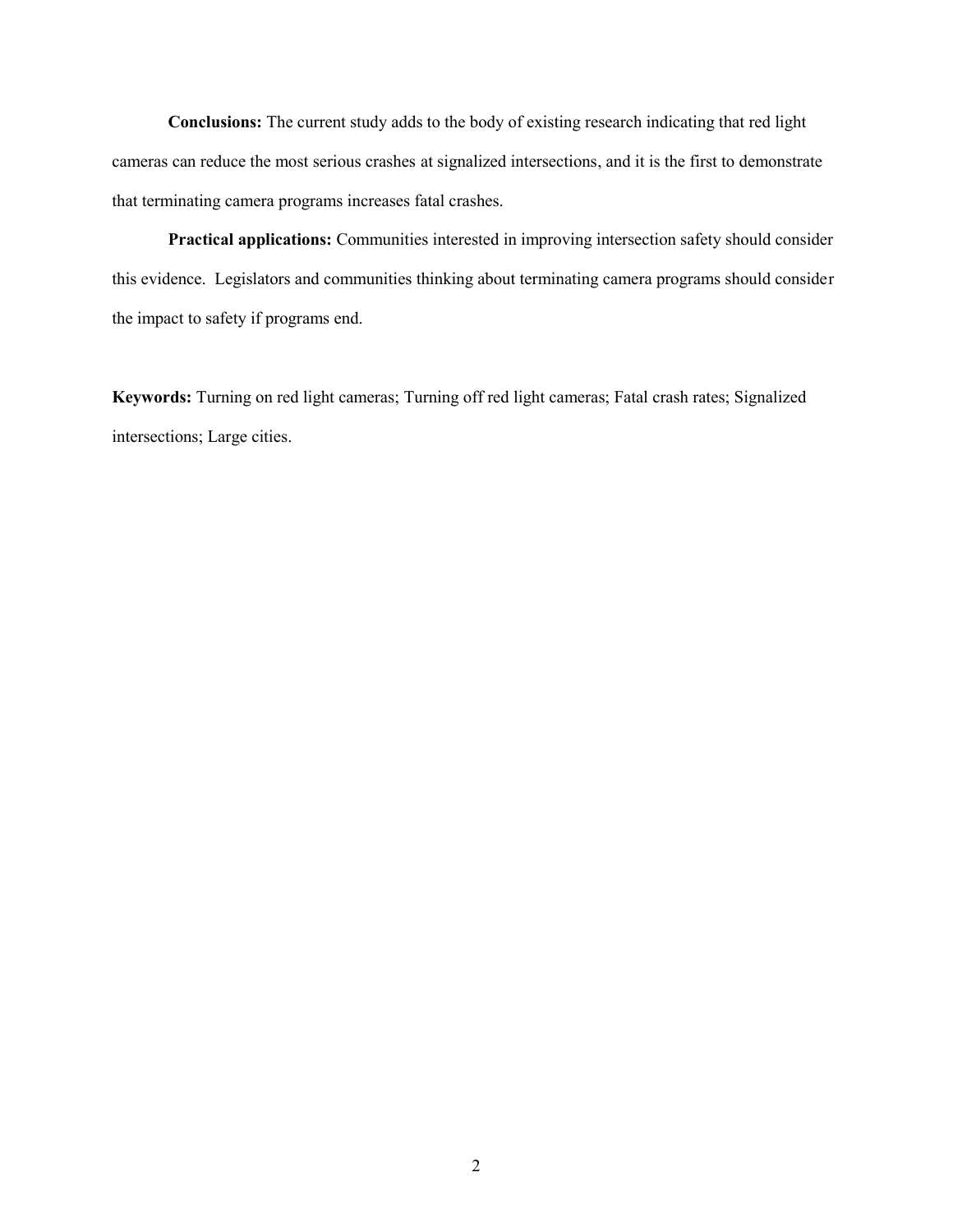**Conclusions:** The current study adds to the body of existing research indicating that red light cameras can reduce the most serious crashes at signalized intersections, and it is the first to demonstrate that terminating camera programs increases fatal crashes.

**Practical applications:** Communities interested in improving intersection safety should consider this evidence. Legislators and communities thinking about terminating camera programs should consider the impact to safety if programs end.

**Keywords:** Turning on red light cameras; Turning off red light cameras; Fatal crash rates; Signalized intersections; Large cities.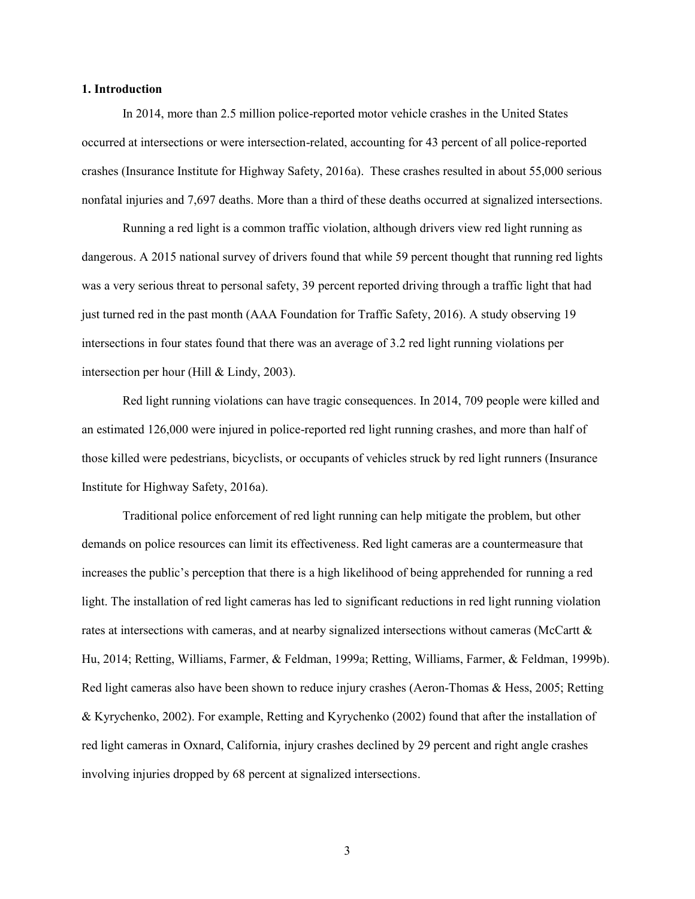## 1. Introduction

In 2014, more than 2.5 million police-reported motor vehicle crashes in the United States occurred at intersections or were intersection-related, accounting for 43 percent of all police-reported crashes (Insurance Institute for Highway Safety, 2016a). These crashes resulted in about 55,000 serious nonfatal injuries and 7,697 deaths. More than a third of these deaths occurred at signalized intersections.

Running a red light is a common traffic violation, although drivers view red light running as dangerous. A 2015 national survey of drivers found that while 59 percent thought that running red lights was a very serious threat to personal safety, 39 percent reported driving through a traffic light that had just turned red in the past month (AAA Foundation for Traffic Safety, 2016). A study observing 19 intersections in four states found that there was an average of 3.2 red light running violations per intersection per hour (Hill & Lindy, 2003).

Red light running violations can have tragic consequences. In 2014, 709 people were killed and an estimated 126,000 were injured in police-reported red light running crashes, and more than half of those killed were pedestrians, bicyclists, or occupants of vehicles struck by red light runners (Insurance Institute for Highway Safety, 2016a).

Traditional police enforcement of red light running can help mitigate the problem, but other demands on police resources can limit its effectiveness. Red light cameras are a countermeasure that increases the public's perception that there is a high likelihood of being apprehended for running a red light. The installation of red light cameras has led to significant reductions in red light running violation rates at intersections with cameras, and at nearby signalized intersections without cameras (McCartt & Hu, 2014; Retting, Williams, Farmer, & Feldman, 1999a; Retting, Williams, Farmer, & Feldman, 1999b). Red light cameras also have been shown to reduce injury crashes (Aeron-Thomas & Hess, 2005; Retting & Kyrychenko, 2002). For example, Retting and Kyrychenko (2002) found that after the installation of red light cameras in Oxnard, California, injury crashes declined by 29 percent and right angle crashes involving injuries dropped by 68 percent at signalized intersections.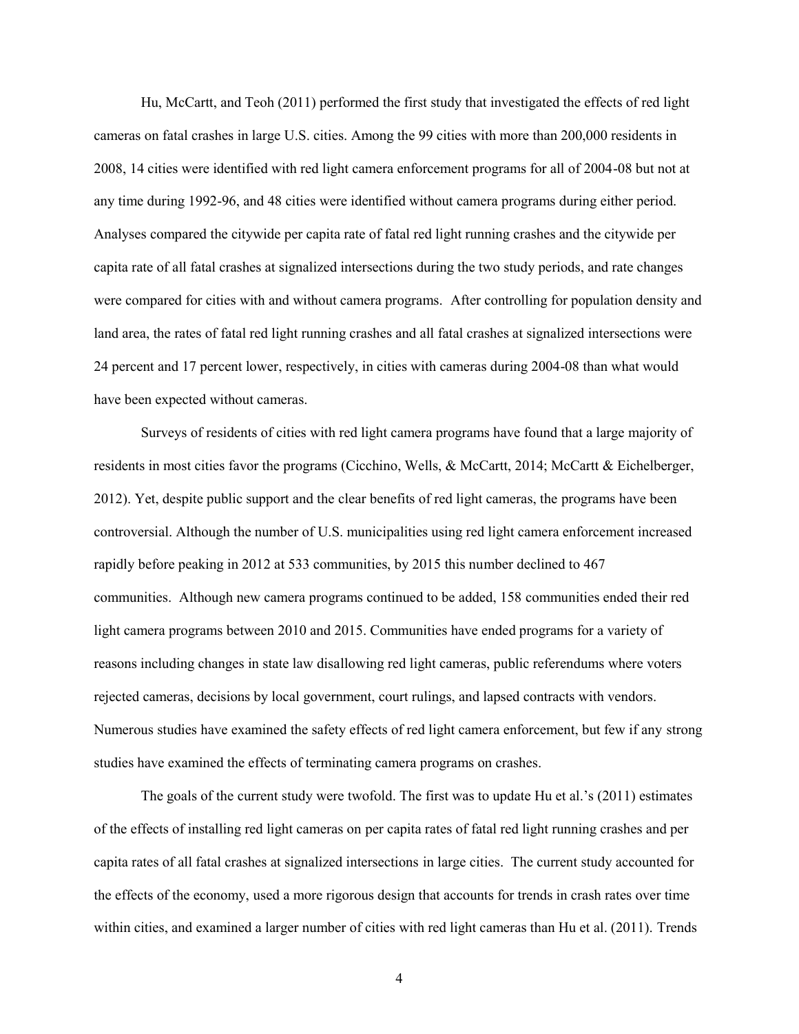Hu, McCartt, and Teoh (2011) performed the first study that investigated the effects of red light cameras on fatal crashes in large U.S. cities. Among the 99 cities with more than 200,000 residents in 2008, 14 cities were identified with red light camera enforcement programs for all of 2004-08 but not at any time during 1992-96, and 48 cities were identified without camera programs during either period. Analyses compared the citywide per capita rate of fatal red light running crashes and the citywide per capita rate of all fatal crashes at signalized intersections during the two study periods, and rate changes were compared for cities with and without camera programs. After controlling for population density and land area, the rates of fatal red light running crashes and all fatal crashes at signalized intersections were 24 percent and 17 percent lower, respectively, in cities with cameras during 2004-08 than what would have been expected without cameras.

Surveys of residents of cities with red light camera programs have found that a large majority of residents in most cities favor the programs (Cicchino, Wells, & McCartt, 2014; McCartt & Eichelberger, 2012). Yet, despite public support and the clear benefits of red light cameras, the programs have been controversial. Although the number of U.S. municipalities using red light camera enforcement increased rapidly before peaking in 2012 at 533 communities, by 2015 this number declined to 467 communities. Although new camera programs continued to be added, 158 communities ended their red light camera programs between 2010 and 2015. Communities have ended programs for a variety of reasons including changes in state law disallowing red light cameras, public referendums where voters rejected cameras, decisions by local government, court rulings, and lapsed contracts with vendors. Numerous studies have examined the safety effects of red light camera enforcement, but few if any strong studies have examined the effects of terminating camera programs on crashes.

The goals of the current study were twofold. The first was to update Hu et al.'s (2011) estimates of the effects of installing red light cameras on per capita rates of fatal red light running crashes and per capita rates of all fatal crashes at signalized intersections in large cities. The current study accounted for the effects of the economy, used a more rigorous design that accounts for trends in crash rates over time within cities, and examined a larger number of cities with red light cameras than Hu et al. (2011). Trends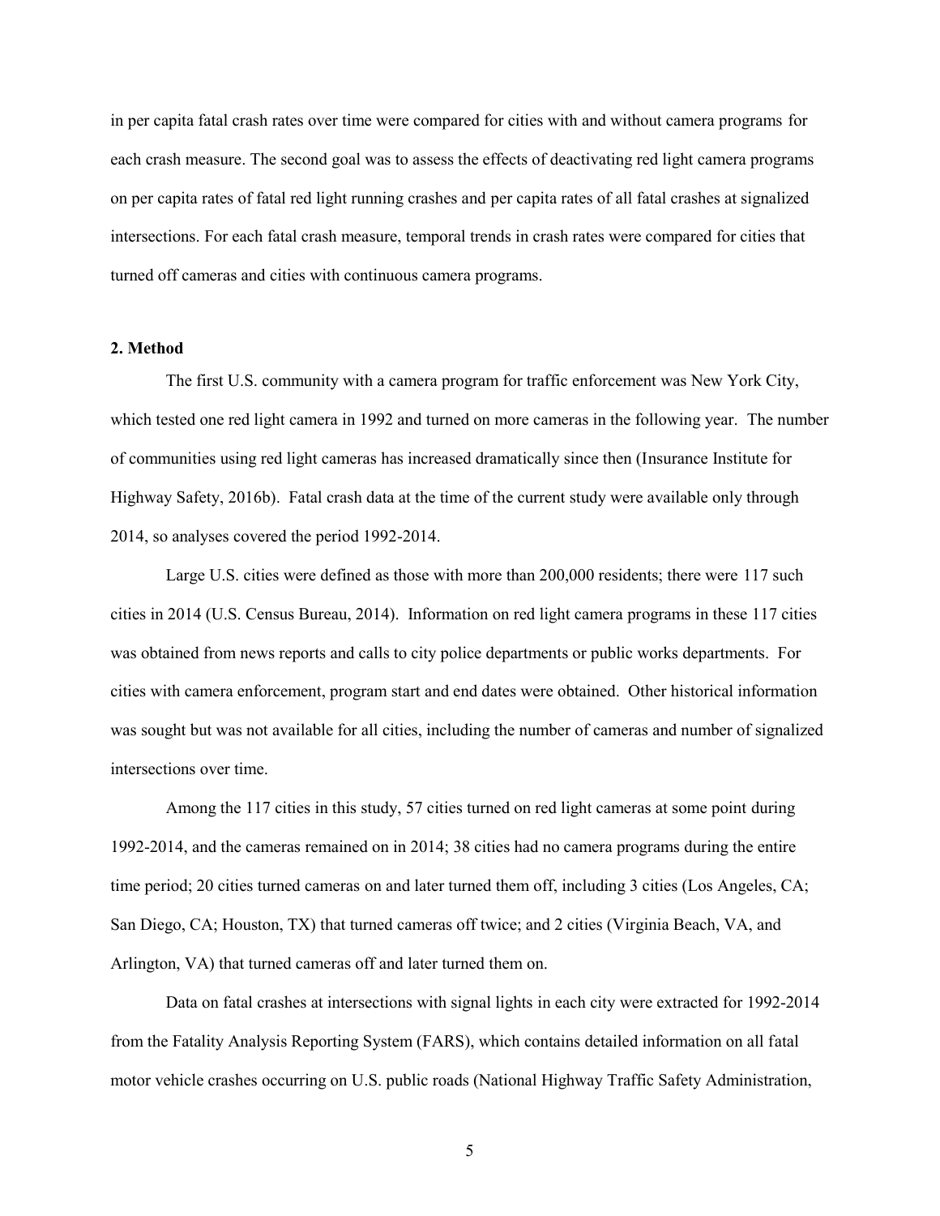in per capita fatal crash rates over time were compared for cities with and without camera programs for each crash measure. The second goal was to assess the effects of deactivating red light camera programs on per capita rates of fatal red light running crashes and per capita rates of all fatal crashes at signalized intersections. For each fatal crash measure, temporal trends in crash rates were compared for cities that turned off cameras and cities with continuous camera programs.

## 2. Method

The first U.S. community with a camera program for traffic enforcement was New York City, which tested one red light camera in 1992 and turned on more cameras in the following year. The number of communities using red light cameras has increased dramatically since then (Insurance Institute for Highway Safety, 2016b). Fatal crash data at the time of the current study were available only through 2014, so analyses covered the period 1992-2014.

Large U.S. cities were defined as those with more than 200,000 residents; there were 117 such cities in 2014 (U.S. Census Bureau, 2014). Information on red light camera programs in these 117 cities was obtained from news reports and calls to city police departments or public works departments. For cities with camera enforcement, program start and end dates were obtained. Other historical information was sought but was not available for all cities, including the number of cameras and number of signalized intersections over time.

Among the 117 cities in this study, 57 cities turned on red light cameras at some point during 1992-2014, and the cameras remained on in 2014; 38 cities had no camera programs during the entire time period; 20 cities turned cameras on and later turned them off, including 3 cities (Los Angeles, CA; San Diego, CA; Houston, TX) that turned cameras off twice; and 2 cities (Virginia Beach, VA, and Arlington, VA) that turned cameras off and later turned them on.

Data on fatal crashes at intersections with signal lights in each city were extracted for 1992-2014 from the Fatality Analysis Reporting System (FARS), which contains detailed information on all fatal motor vehicle crashes occurring on U.S. public roads (National Highway Traffic Safety Administration,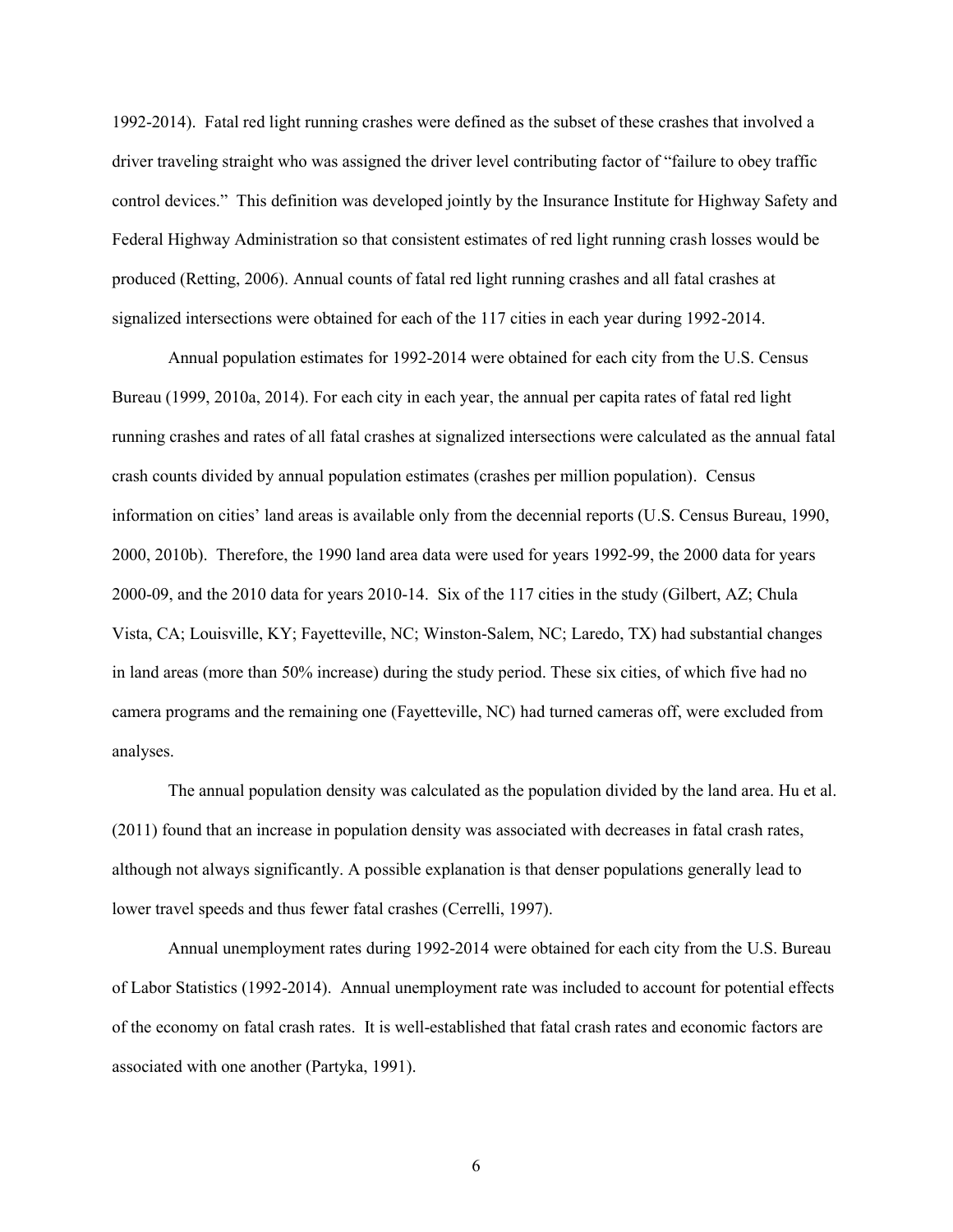1992-2014). Fatal red light running crashes were defined as the subset of these crashes that involved a driver traveling straight who was assigned the driver level contributing factor of "failure to obey traffic control devices." This definition was developed jointly by the Insurance Institute for Highway Safety and Federal Highway Administration so that consistent estimates of red light running crash losses would be produced (Retting, 2006). Annual counts of fatal red light running crashes and all fatal crashes at signalized intersections were obtained for each of the 117 cities in each year during 1992-2014.

Annual population estimates for 1992-2014 were obtained for each city from the U.S. Census Bureau (1999, 2010a, 2014). For each city in each year, the annual per capita rates of fatal red light running crashes and rates of all fatal crashes at signalized intersections were calculated as the annual fatal crash counts divided by annual population estimates (crashes per million population). Census information on cities' land areas is available only from the decennial reports (U.S. Census Bureau, 1990, 2000, 2010b). Therefore, the 1990 land area data were used for years 1992-99, the 2000 data for years 2000-09, and the 2010 data for years 2010-14. Six of the 117 cities in the study (Gilbert, AZ; Chula Vista, CA; Louisville, KY; Fayetteville, NC; Winston-Salem, NC; Laredo, TX) had substantial changes in land areas (more than 50% increase) during the study period. These six cities, of which five had no camera programs and the remaining one (Fayetteville, NC) had turned cameras off, were excluded from analyses.

The annual population density was calculated as the population divided by the land area. Hu et al. (2011) found that an increase in population density was associated with decreases in fatal crash rates, although not always significantly. A possible explanation is that denser populations generally lead to lower travel speeds and thus fewer fatal crashes (Cerrelli, 1997).

Annual unemployment rates during 1992-2014 were obtained for each city from the U.S. Bureau of Labor Statistics (1992-2014). Annual unemployment rate was included to account for potential effects of the economy on fatal crash rates. It is well-established that fatal crash rates and economic factors are associated with one another (Partyka, 1991).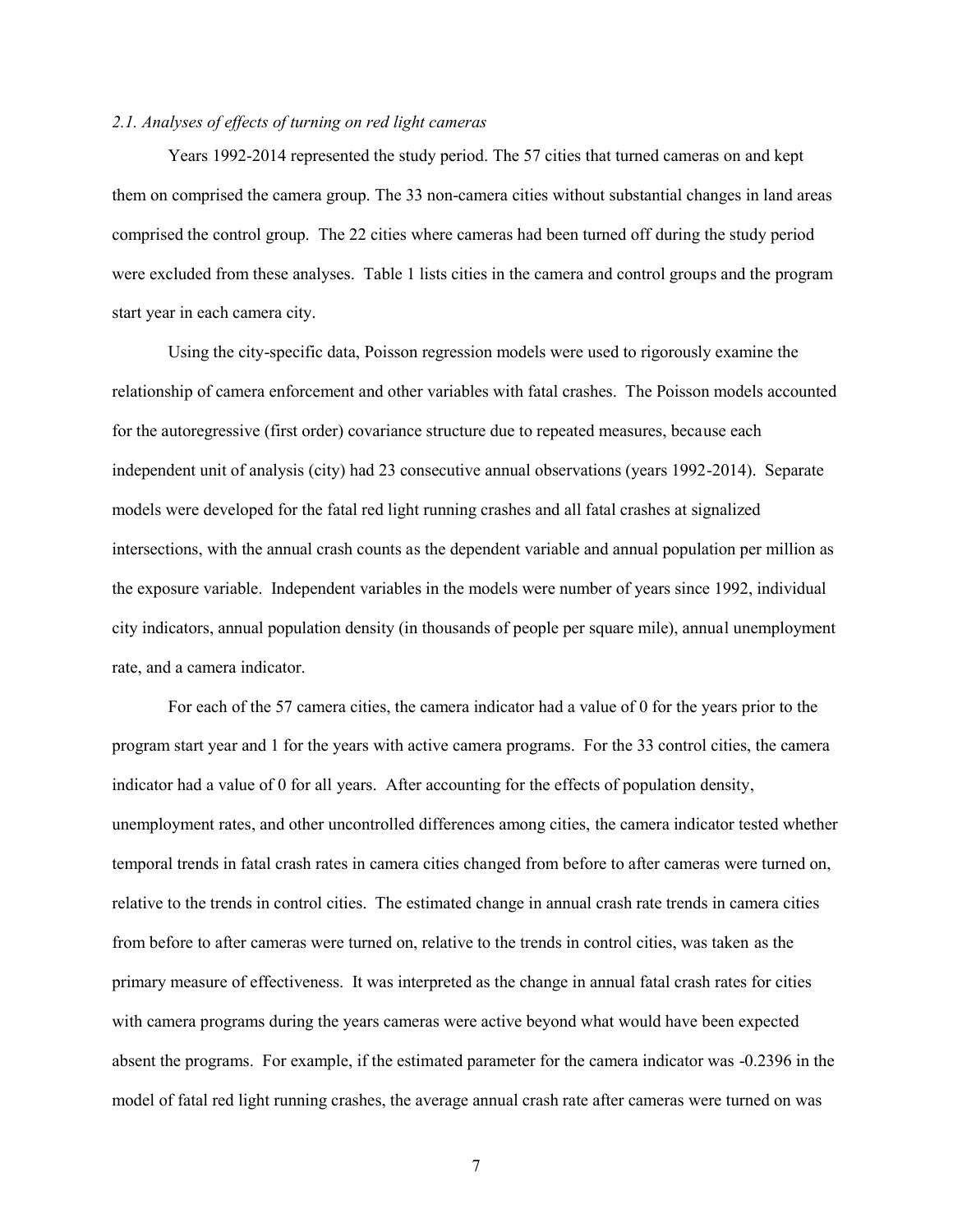### *2.1. Analyses of effects of turning on red light cameras*

Years 1992-2014 represented the study period. The 57 cities that turned cameras on and kept them on comprised the camera group. The 33 non-camera cities without substantial changes in land areas comprised the control group. The 22 cities where cameras had been turned off during the study period were excluded from these analyses. Table 1 lists cities in the camera and control groups and the program start year in each camera city.

Using the city-specific data, Poisson regression models were used to rigorously examine the relationship of camera enforcement and other variables with fatal crashes. The Poisson models accounted for the autoregressive (first order) covariance structure due to repeated measures, because each independent unit of analysis (city) had 23 consecutive annual observations (years 1992-2014). Separate models were developed for the fatal red light running crashes and all fatal crashes at signalized intersections, with the annual crash counts as the dependent variable and annual population per million as the exposure variable. Independent variables in the models were number of years since 1992, individual city indicators, annual population density (in thousands of people per square mile), annual unemployment rate, and a camera indicator.

For each of the 57 camera cities, the camera indicator had a value of 0 for the years prior to the program start year and 1 for the years with active camera programs. For the 33 control cities, the camera indicator had a value of 0 for all years. After accounting for the effects of population density, unemployment rates, and other uncontrolled differences among cities, the camera indicator tested whether temporal trends in fatal crash rates in camera cities changed from before to after cameras were turned on, relative to the trends in control cities. The estimated change in annual crash rate trends in camera cities from before to after cameras were turned on, relative to the trends in control cities, was taken as the primary measure of effectiveness. It was interpreted as the change in annual fatal crash rates for cities with camera programs during the years cameras were active beyond what would have been expected absent the programs. For example, if the estimated parameter for the camera indicator was -0.2396 in the model of fatal red light running crashes, the average annual crash rate after cameras were turned on was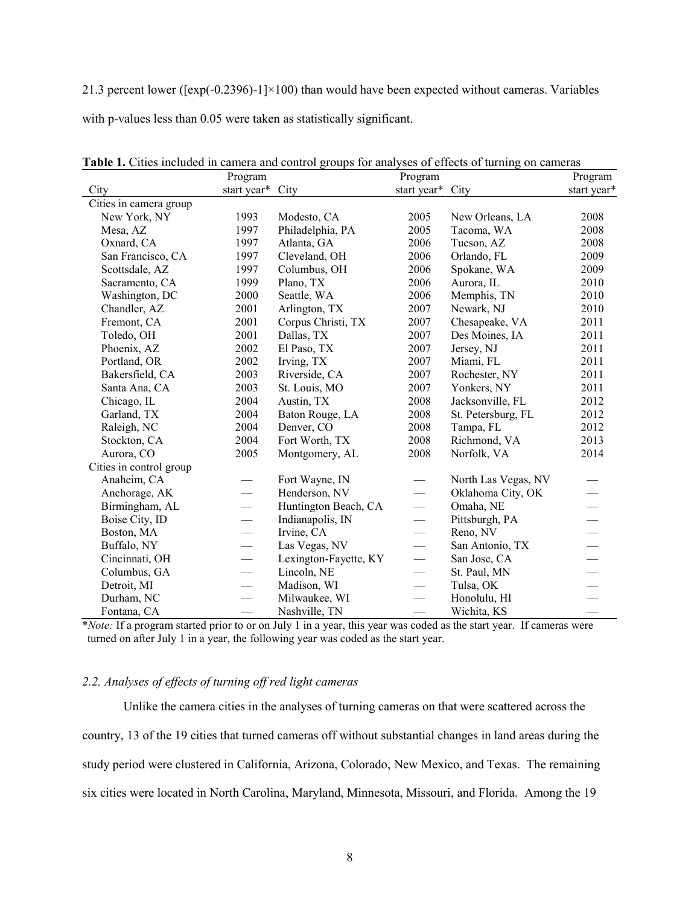21.3 percent lower ([exp(-0.2396)-1]×100) than would have been expected without cameras. Variables with p-values less than 0.05 were taken as statistically significant.

**Table 1.** Cities included in camera and control groups for analyses of effects of turning on cameras

| City | Program start year* | City | Program start year* | City | Program start year* |
|---|---|---|---|---|---|
| Cities in camera group | | | | | |
| New York, NY | 1993 | Modesto, CA | 2005 | New Orleans, LA | 2008 |
| Mesa, AZ | 1997 | Philadelphia, PA | 2005 | Tacoma, WA | 2008 |
| Oxnard, CA | 1997 | Atlanta, GA | 2006 | Tucson, AZ | 2008 |
| San Francisco, CA | 1997 | Cleveland, OH | 2006 | Orlando, FL | 2009 |
| Scottsdale, AZ | 1997 | Columbus, OH | 2006 | Spokane, WA | 2009 |
| Sacramento, CA | 1999 | Plano, TX | 2006 | Aurora, IL | 2010 |
| Washington, DC | 2000 | Seattle, WA | 2006 | Memphis, TN | 2010 |
| Chandler, AZ | 2001 | Arlington, TX | 2007 | Newark, NJ | 2010 |
| Fremont, CA | 2001 | Corpus Christi, TX | 2007 | Chesapeake, VA | 2011 |
| Toledo, OH | 2001 | Dallas, TX | 2007 | Des Moines, IA | 2011 |
| Phoenix, AZ | 2002 | El Paso, TX | 2007 | Jersey, NJ | 2011 |
| Portland, OR | 2002 | Irving, TX | 2007 | Miami, FL | 2011 |
| Bakersfield, CA | 2003 | Riverside, CA | 2007 | Rochester, NY | 2011 |
| Santa Ana, CA | 2003 | St. Louis, MO | 2007 | Yonkers, NY | 2011 |
| Chicago, IL | 2004 | Austin, TX | 2008 | Jacksonville, FL | 2012 |
| Garland, TX | 2004 | Baton Rouge, LA | 2008 | St. Petersburg, FL | 2012 |
| Raleigh, NC | 2004 | Denver, CO | 2008 | Tampa, FL | 2012 |
| Stockton, CA | 2004 | Fort Worth, TX | 2008 | Richmond, VA | 2013 |
| Aurora, CO | 2005 | Montgomery, AL | 2008 | Norfolk, VA | 2014 |
| Cities in control group | | | | | |
| Anaheim, CA | — | Fort Wayne, IN | — | North Las Vegas, NV | — |
| Anchorage, AK | — | Henderson, NV | — | Oklahoma City, OK | — |
| Birmingham, AL | — | Huntington Beach, CA | — | Omaha, NE | — |
| Boise City, ID | — | Indianapolis, IN | — | Pittsburgh, PA | — |
| Boston, MA | — | Irvine, CA | — | Reno, NV | — |
| Buffalo, NY | — | Las Vegas, NV | — | San Antonio, TX | — |
| Cincinnati, OH | — | Lexington-Fayette, KY | — | San Jose, CA | — |
| Columbus, GA | — | Lincoln, NE | — | St. Paul, MN | — |
| Detroit, MI | — | Madison, WI | — | Tulsa, OK | — |
| Durham, NC | — | Milwaukee, WI | — | Honolulu, HI | — |
| Fontana, CA | — | Nashville, TN | — | Wichita, KS | — |

\**Note:* If a program started prior to or on July 1 in a year, this year was coded as the start year. If cameras were turned on after July 1 in a year, the following year was coded as the start year.

### *2.2. Analyses of effects of turning off red light cameras*

Unlike the camera cities in the analyses of turning cameras on that were scattered across the country, 13 of the 19 cities that turned cameras off without substantial changes in land areas during the study period were clustered in California, Arizona, Colorado, New Mexico, and Texas. The remaining six cities were located in North Carolina, Maryland, Minnesota, Missouri, and Florida. Among the 19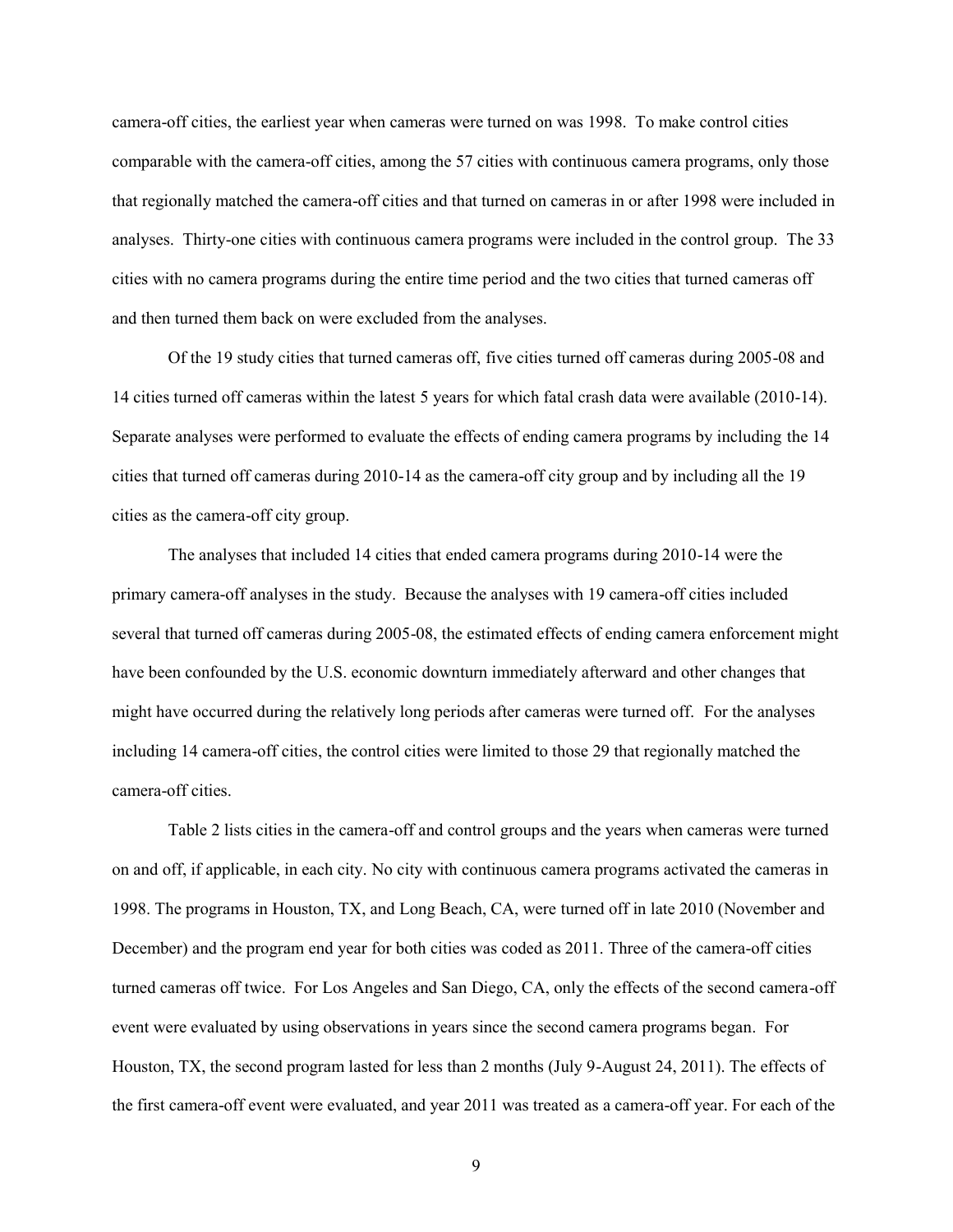camera-off cities, the earliest year when cameras were turned on was 1998. To make control cities comparable with the camera-off cities, among the 57 cities with continuous camera programs, only those that regionally matched the camera-off cities and that turned on cameras in or after 1998 were included in analyses. Thirty-one cities with continuous camera programs were included in the control group. The 33 cities with no camera programs during the entire time period and the two cities that turned cameras off and then turned them back on were excluded from the analyses.

Of the 19 study cities that turned cameras off, five cities turned off cameras during 2005-08 and 14 cities turned off cameras within the latest 5 years for which fatal crash data were available (2010-14). Separate analyses were performed to evaluate the effects of ending camera programs by including the 14 cities that turned off cameras during 2010-14 as the camera-off city group and by including all the 19 cities as the camera-off city group.

The analyses that included 14 cities that ended camera programs during 2010-14 were the primary camera-off analyses in the study. Because the analyses with 19 camera-off cities included several that turned off cameras during 2005-08, the estimated effects of ending camera enforcement might have been confounded by the U.S. economic downturn immediately afterward and other changes that might have occurred during the relatively long periods after cameras were turned off. For the analyses including 14 camera-off cities, the control cities were limited to those 29 that regionally matched the camera-off cities.

Table 2 lists cities in the camera-off and control groups and the years when cameras were turned on and off, if applicable, in each city. No city with continuous camera programs activated the cameras in 1998. The programs in Houston, TX, and Long Beach, CA, were turned off in late 2010 (November and December) and the program end year for both cities was coded as 2011. Three of the camera-off cities turned cameras off twice. For Los Angeles and San Diego, CA, only the effects of the second camera-off event were evaluated by using observations in years since the second camera programs began. For Houston, TX, the second program lasted for less than 2 months (July 9-August 24, 2011). The effects of the first camera-off event were evaluated, and year 2011 was treated as a camera-off year. For each of the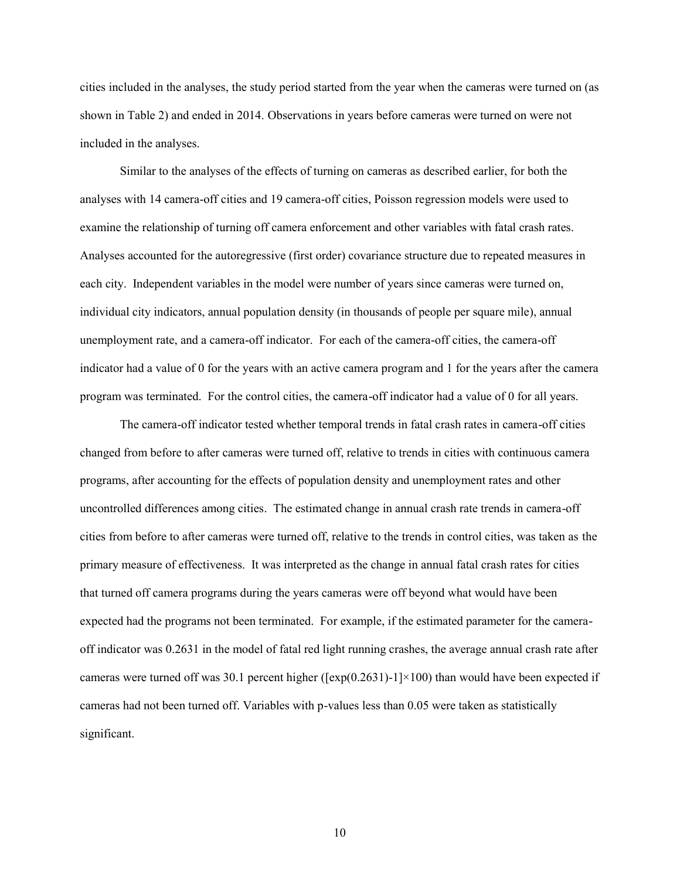cities included in the analyses, the study period started from the year when the cameras were turned on (as shown in Table 2) and ended in 2014. Observations in years before cameras were turned on were not included in the analyses.

Similar to the analyses of the effects of turning on cameras as described earlier, for both the analyses with 14 camera-off cities and 19 camera-off cities, Poisson regression models were used to examine the relationship of turning off camera enforcement and other variables with fatal crash rates. Analyses accounted for the autoregressive (first order) covariance structure due to repeated measures in each city. Independent variables in the model were number of years since cameras were turned on, individual city indicators, annual population density (in thousands of people per square mile), annual unemployment rate, and a camera-off indicator. For each of the camera-off cities, the camera-off indicator had a value of 0 for the years with an active camera program and 1 for the years after the camera program was terminated. For the control cities, the camera-off indicator had a value of 0 for all years.

The camera-off indicator tested whether temporal trends in fatal crash rates in camera-off cities changed from before to after cameras were turned off, relative to trends in cities with continuous camera programs, after accounting for the effects of population density and unemployment rates and other uncontrolled differences among cities. The estimated change in annual crash rate trends in camera-off cities from before to after cameras were turned off, relative to the trends in control cities, was taken as the primary measure of effectiveness. It was interpreted as the change in annual fatal crash rates for cities that turned off camera programs during the years cameras were off beyond what would have been expected had the programs not been terminated. For example, if the estimated parameter for the camera-off indicator was 0.2631 in the model of fatal red light running crashes, the average annual crash rate after cameras were turned off was 30.1 percent higher ($[\exp(0.2631)-1]\times 100$) than would have been expected if cameras had not been turned off. Variables with p-values less than 0.05 were taken as statistically significant.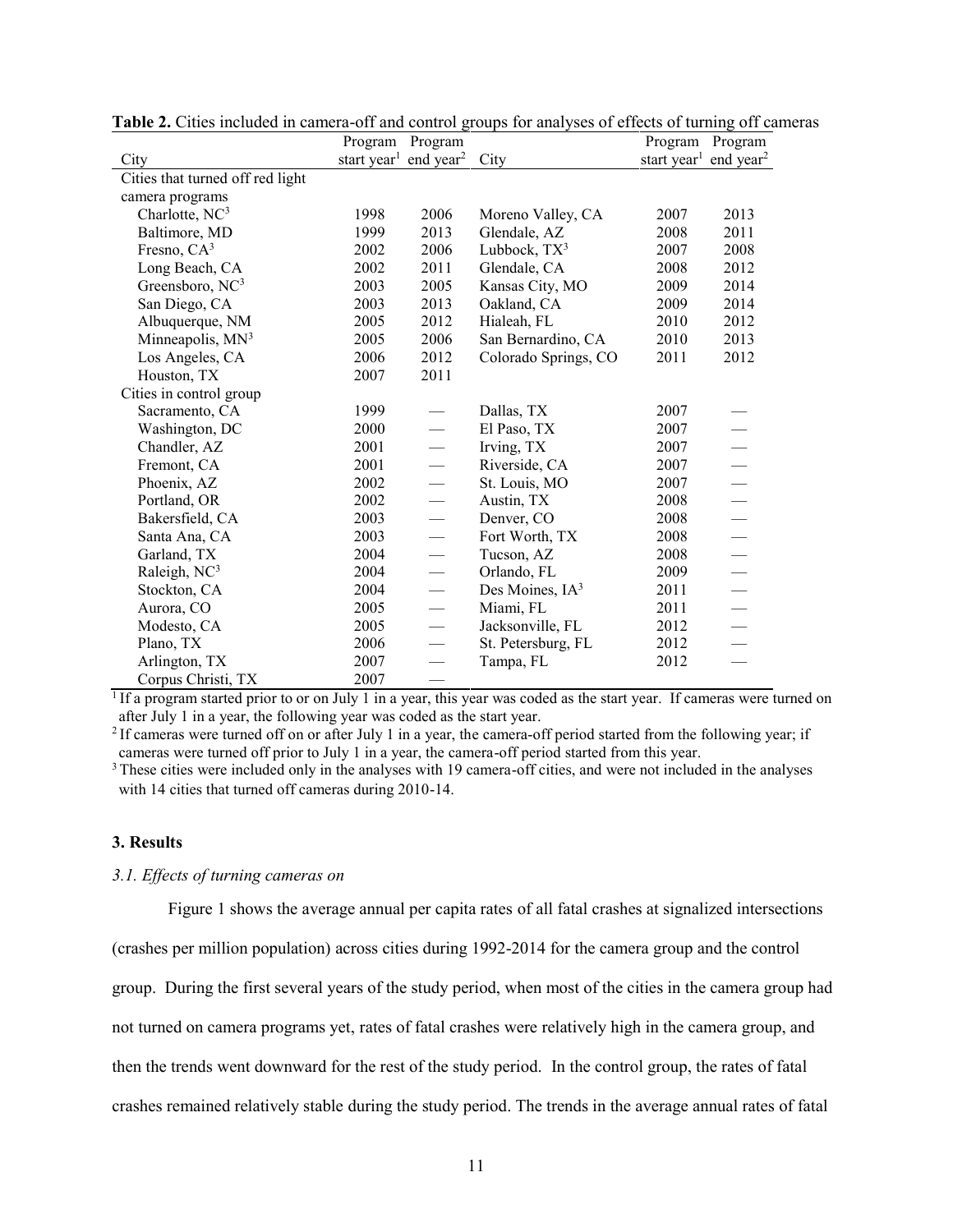**Table 2.** Cities included in camera-off and control groups for analyses of effects of turning off cameras

| City | Program start year[1] | Program end year[2] | City | Program start year[1] | Program end year[2] |
|---|---|---|---|---|---|
| Cities that turned off red light camera programs | | | | | |
| Charlotte, NC[3] | 1998 | 2006 | Moreno Valley, CA | 2007 | 2013 |
| Baltimore, MD | 1999 | 2013 | Glendale, AZ | 2008 | 2011 |
| Fresno, CA[3] | 2002 | 2006 | Lubbock, TX[3] | 2007 | 2008 |
| Long Beach, CA | 2002 | 2011 | Glendale, CA | 2008 | 2012 |
| Greensboro, NC[3] | 2003 | 2005 | Kansas City, MO | 2009 | 2014 |
| San Diego, CA | 2003 | 2013 | Oakland, CA | 2009 | 2014 |
| Albuquerque, NM | 2005 | 2012 | Hialeah, FL | 2010 | 2012 |
| Minneapolis, MN[3] | 2005 | 2006 | San Bernardino, CA | 2010 | 2013 |
| Los Angeles, CA | 2006 | 2012 | Colorado Springs, CO | 2011 | 2012 |
| Houston, TX | 2007 | 2011 | | | |
| Cities in control group | | | | | |
| Sacramento, CA | 1999 | — | Dallas, TX | 2007 | — |
| Washington, DC | 2000 | — | El Paso, TX | 2007 | — |
| Chandler, AZ | 2001 | — | Irving, TX | 2007 | — |
| Fremont, CA | 2001 | — | Riverside, CA | 2007 | — |
| Phoenix, AZ | 2002 | — | St. Louis, MO | 2007 | — |
| Portland, OR | 2002 | — | Austin, TX | 2008 | — |
| Bakersfield, CA | 2003 | — | Denver, CO | 2008 | — |
| Santa Ana, CA | 2003 | — | Fort Worth, TX | 2008 | — |
| Garland, TX | 2004 | — | Tucson, AZ | 2008 | — |
| Raleigh, NC[3] | 2004 | — | Orlando, FL | 2009 | — |
| Stockton, CA | 2004 | — | Des Moines, IA[3] | 2011 | — |
| Aurora, CO | 2005 | — | Miami, FL | 2011 | — |
| Modesto, CA | 2005 | — | Jacksonville, FL | 2012 | — |
| Plano, TX | 2006 | — | St. Petersburg, FL | 2012 | — |
| Arlington, TX | 2007 | — | Tampa, FL | 2012 | — |
| Corpus Christi, TX | 2007 | — | | | |

[1] If a program started prior to or on July 1 in a year, this year was coded as the start year. If cameras were turned on after July 1 in a year, the following year was coded as the start year.

[2] If cameras were turned off on or after July 1 in a year, the camera-off period started from the following year; if cameras were turned off prior to July 1 in a year, the camera-off period started from this year.

[3] These cities were included only in the analyses with 19 camera-off cities, and were not included in the analyses with 14 cities that turned off cameras during 2010-14.

### 3. Results

#### *3.1. Effects of turning cameras on*

Figure 1 shows the average annual per capita rates of all fatal crashes at signalized intersections (crashes per million population) across cities during 1992-2014 for the camera group and the control group. During the first several years of the study period, when most of the cities in the camera group had not turned on camera programs yet, rates of fatal crashes were relatively high in the camera group, and then the trends went downward for the rest of the study period. In the control group, the rates of fatal crashes remained relatively stable during the study period. The trends in the average annual rates of fatal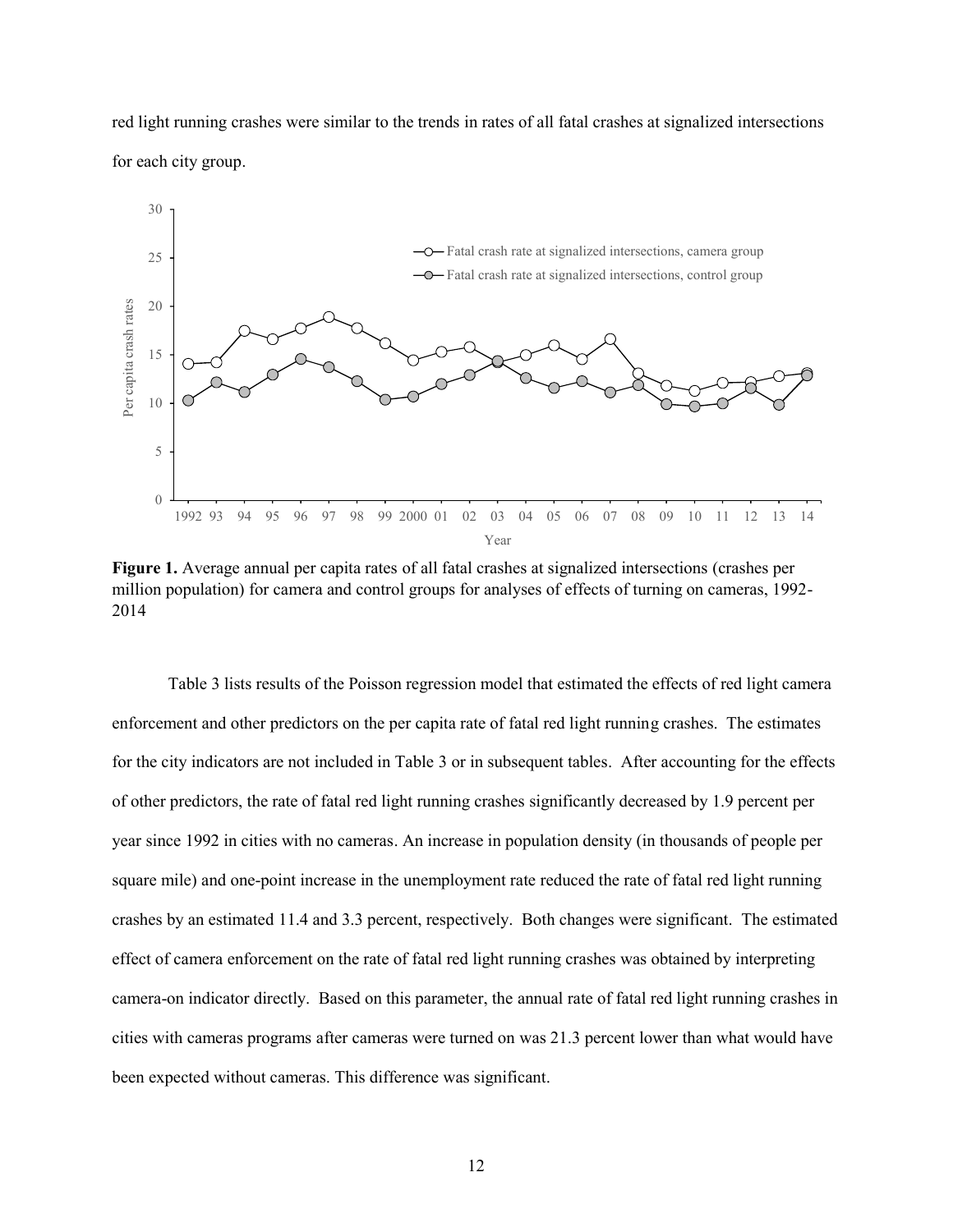red light running crashes were similar to the trends in rates of all fatal crashes at signalized intersections for each city group.

**Figure 1.** Average annual per capita rates of all fatal crashes at signalized intersections (crashes per million population) for camera and control groups for analyses of effects of turning on cameras, 1992-2014

Table 3 lists results of the Poisson regression model that estimated the effects of red light camera enforcement and other predictors on the per capita rate of fatal red light running crashes. The estimates for the city indicators are not included in Table 3 or in subsequent tables. After accounting for the effects of other predictors, the rate of fatal red light running crashes significantly decreased by 1.9 percent per year since 1992 in cities with no cameras. An increase in population density (in thousands of people per square mile) and one-point increase in the unemployment rate reduced the rate of fatal red light running crashes by an estimated 11.4 and 3.3 percent, respectively. Both changes were significant. The estimated effect of camera enforcement on the rate of fatal red light running crashes was obtained by interpreting camera-on indicator directly. Based on this parameter, the annual rate of fatal red light running crashes in cities with cameras programs after cameras were turned on was 21.3 percent lower than what would have been expected without cameras. This difference was significant.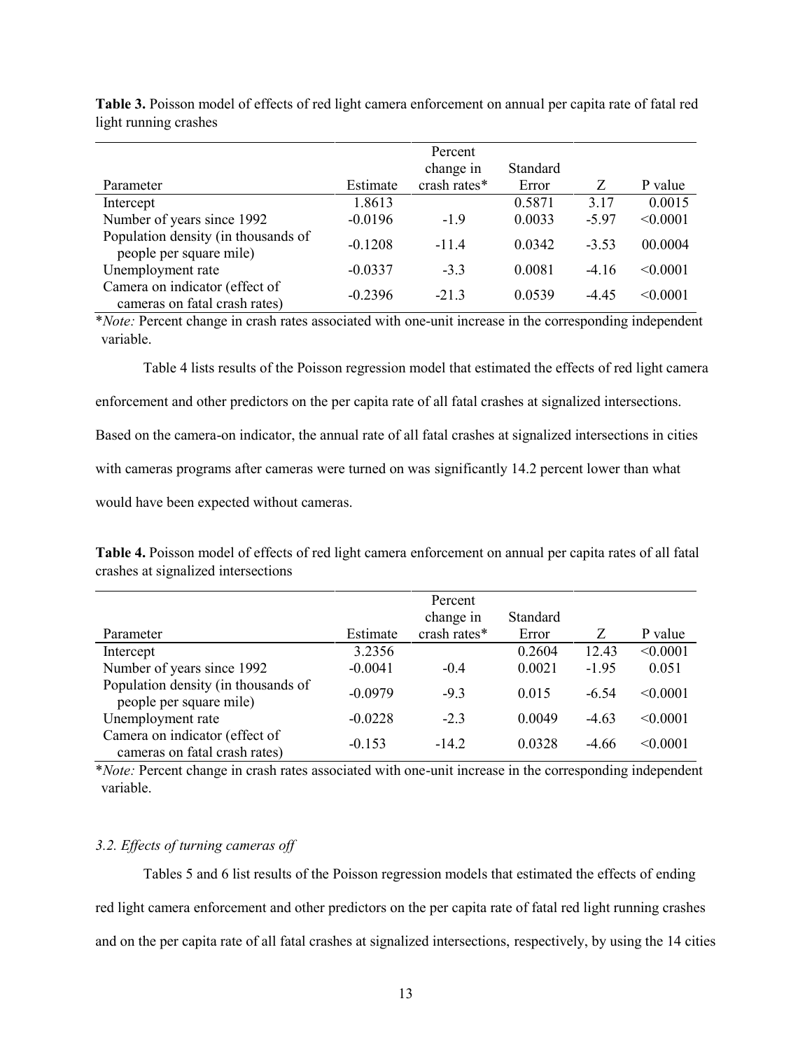**Table 3.** Poisson model of effects of red light camera enforcement on annual per capita rate of fatal red light running crashes

| Parameter | Estimate | Percent change in crash rates* | Standard Error | Z | P value |
|---|---|---|---|---|---|
| Intercept | 1.8613 | | 0.5871 | 3.17 | 0.0015 |
| Number of years since 1992 | -0.0196 | -1.9 | 0.0033 | -5.97 | <0.0001 |
| Population density (in thousands of people per square mile) | -0.1208 | -11.4 | 0.0342 | -3.53 | 00.0004 |
| Unemployment rate | -0.0337 | -3.3 | 0.0081 | -4.16 | <0.0001 |
| Camera on indicator (effect of cameras on fatal crash rates) | -0.2396 | -21.3 | 0.0539 | -4.45 | <0.0001 |

\**Note:* Percent change in crash rates associated with one-unit increase in the corresponding independent variable.

Table 4 lists results of the Poisson regression model that estimated the effects of red light camera enforcement and other predictors on the per capita rate of all fatal crashes at signalized intersections. Based on the camera-on indicator, the annual rate of all fatal crashes at signalized intersections in cities with cameras programs after cameras were turned on was significantly 14.2 percent lower than what would have been expected without cameras.

**Table 4.** Poisson model of effects of red light camera enforcement on annual per capita rates of all fatal crashes at signalized intersections

| Parameter | Estimate | Percent change in crash rates* | Standard Error | Z | P value |
|---|---|---|---|---|---|
| Intercept | 3.2356 | | 0.2604 | 12.43 | <0.0001 |
| Number of years since 1992 | -0.0041 | -0.4 | 0.0021 | -1.95 | 0.051 |
| Population density (in thousands of people per square mile) | -0.0979 | -9.3 | 0.015 | -6.54 | <0.0001 |
| Unemployment rate | -0.0228 | -2.3 | 0.0049 | -4.63 | <0.0001 |
| Camera on indicator (effect of cameras on fatal crash rates) | -0.153 | -14.2 | 0.0328 | -4.66 | <0.0001 |

\**Note:* Percent change in crash rates associated with one-unit increase in the corresponding independent variable.

### *3.2. Effects of turning cameras off*

Tables 5 and 6 list results of the Poisson regression models that estimated the effects of ending red light camera enforcement and other predictors on the per capita rate of fatal red light running crashes and on the per capita rate of all fatal crashes at signalized intersections, respectively, by using the 14 cities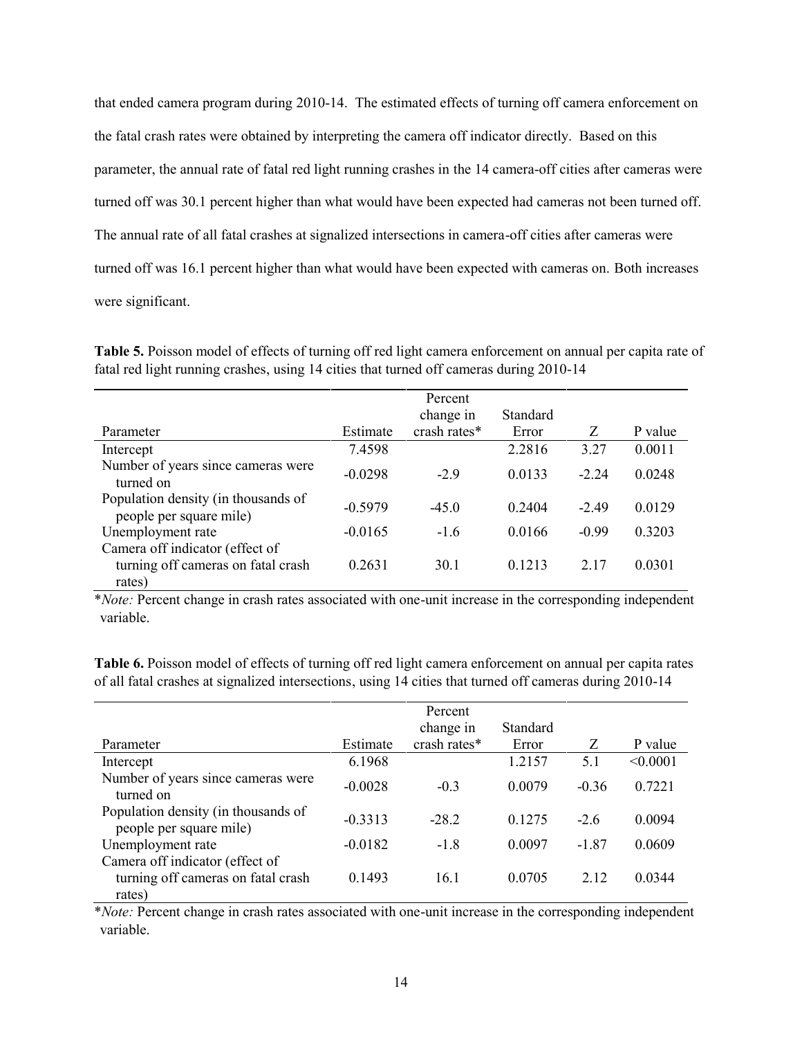that ended camera program during 2010-14. The estimated effects of turning off camera enforcement on the fatal crash rates were obtained by interpreting the camera off indicator directly. Based on this parameter, the annual rate of fatal red light running crashes in the 14 camera-off cities after cameras were turned off was 30.1 percent higher than what would have been expected had cameras not been turned off. The annual rate of all fatal crashes at signalized intersections in camera-off cities after cameras were turned off was 16.1 percent higher than what would have been expected with cameras on. Both increases were significant.

**Table 5.** Poisson model of effects of turning off red light camera enforcement on annual per capita rate of fatal red light running crashes, using 14 cities that turned off cameras during 2010-14

| Parameter | Estimate | Percent change in crash rates* | Standard Error | Z | P value |
|---|---|---|---|---|---|
| Intercept | 7.4598 | | 2.2816 | 3.27 | 0.0011 |
| Number of years since cameras were turned on | -0.0298 | -2.9 | 0.0133 | -2.24 | 0.0248 |
| Population density (in thousands of people per square mile) | -0.5979 | -45.0 | 0.2404 | -2.49 | 0.0129 |
| Unemployment rate | -0.0165 | -1.6 | 0.0166 | -0.99 | 0.3203 |
| Camera off indicator (effect of turning off cameras on fatal crash rates) | 0.2631 | 30.1 | 0.1213 | 2.17 | 0.0301 |

\**Note:* Percent change in crash rates associated with one-unit increase in the corresponding independent variable.

**Table 6.** Poisson model of effects of turning off red light camera enforcement on annual per capita rates of all fatal crashes at signalized intersections, using 14 cities that turned off cameras during 2010-14

| Parameter | Estimate | Percent change in crash rates* | Standard Error | Z | P value |
|---|---|---|---|---|---|
| Intercept | 6.1968 | | 1.2157 | 5.1 | <0.0001 |
| Number of years since cameras were turned on | -0.0028 | -0.3 | 0.0079 | -0.36 | 0.7221 |
| Population density (in thousands of people per square mile) | -0.3313 | -28.2 | 0.1275 | -2.6 | 0.0094 |
| Unemployment rate | -0.0182 | -1.8 | 0.0097 | -1.87 | 0.0609 |
| Camera off indicator (effect of turning off cameras on fatal crash rates) | 0.1493 | 16.1 | 0.0705 | 2.12 | 0.0344 |

\**Note:* Percent change in crash rates associated with one-unit increase in the corresponding independent variable.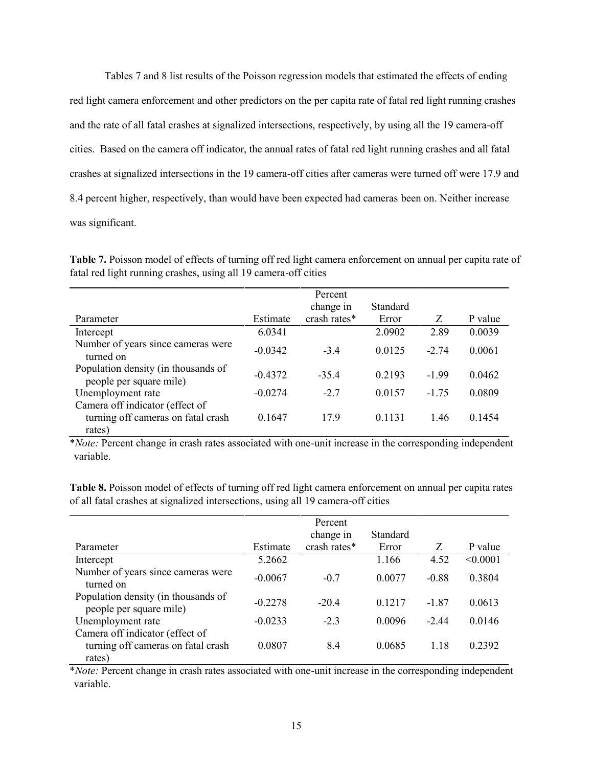Tables 7 and 8 list results of the Poisson regression models that estimated the effects of ending red light camera enforcement and other predictors on the per capita rate of fatal red light running crashes and the rate of all fatal crashes at signalized intersections, respectively, by using all the 19 camera-off cities. Based on the camera off indicator, the annual rates of fatal red light running crashes and all fatal crashes at signalized intersections in the 19 camera-off cities after cameras were turned off were 17.9 and 8.4 percent higher, respectively, than would have been expected had cameras been on. Neither increase was significant.

**Table 7.** Poisson model of effects of turning off red light camera enforcement on annual per capita rate of fatal red light running crashes, using all 19 camera-off cities

| Parameter | Estimate | Percent change in crash rates* | Standard Error | Z | P value |
|---|---|---|---|---|---|
| Intercept | 6.0341 | | 2.0902 | 2.89 | 0.0039 |
| Number of years since cameras were turned on | -0.0342 | -3.4 | 0.0125 | -2.74 | 0.0061 |
| Population density (in thousands of people per square mile) | -0.4372 | -35.4 | 0.2193 | -1.99 | 0.0462 |
| Unemployment rate | -0.0274 | -2.7 | 0.0157 | -1.75 | 0.0809 |
| Camera off indicator (effect of turning off cameras on fatal crash rates) | 0.1647 | 17.9 | 0.1131 | 1.46 | 0.1454 |

**Note:* Percent change in crash rates associated with one-unit increase in the corresponding independent variable.

**Table 8.** Poisson model of effects of turning off red light camera enforcement on annual per capita rates of all fatal crashes at signalized intersections, using all 19 camera-off cities

| Parameter | Estimate | Percent change in crash rates* | Standard Error | Z | P value |
|---|---|---|---|---|---|
| Intercept | 5.2662 | | 1.166 | 4.52 | <0.0001 |
| Number of years since cameras were turned on | -0.0067 | -0.7 | 0.0077 | -0.88 | 0.3804 |
| Population density (in thousands of people per square mile) | -0.2278 | -20.4 | 0.1217 | -1.87 | 0.0613 |
| Unemployment rate | -0.0233 | -2.3 | 0.0096 | -2.44 | 0.0146 |
| Camera off indicator (effect of turning off cameras on fatal crash rates) | 0.0807 | 8.4 | 0.0685 | 1.18 | 0.2392 |

**Note:* Percent change in crash rates associated with one-unit increase in the corresponding independent variable.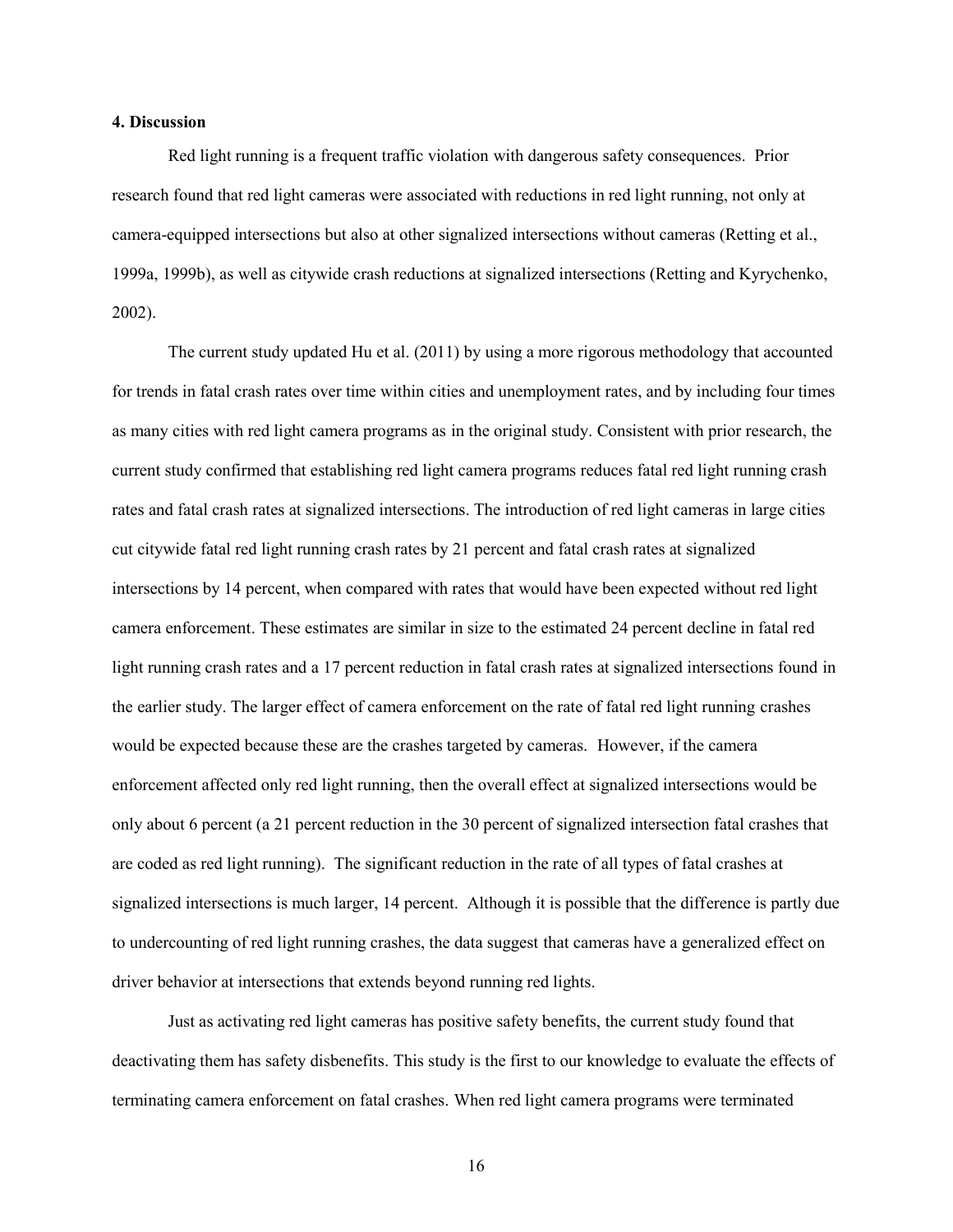### 4. Discussion

Red light running is a frequent traffic violation with dangerous safety consequences. Prior research found that red light cameras were associated with reductions in red light running, not only at camera-equipped intersections but also at other signalized intersections without cameras (Retting et al., 1999a, 1999b), as well as citywide crash reductions at signalized intersections (Retting and Kyrychenko, 2002).

The current study updated Hu et al. (2011) by using a more rigorous methodology that accounted for trends in fatal crash rates over time within cities and unemployment rates, and by including four times as many cities with red light camera programs as in the original study. Consistent with prior research, the current study confirmed that establishing red light camera programs reduces fatal red light running crash rates and fatal crash rates at signalized intersections. The introduction of red light cameras in large cities cut citywide fatal red light running crash rates by 21 percent and fatal crash rates at signalized intersections by 14 percent, when compared with rates that would have been expected without red light camera enforcement. These estimates are similar in size to the estimated 24 percent decline in fatal red light running crash rates and a 17 percent reduction in fatal crash rates at signalized intersections found in the earlier study. The larger effect of camera enforcement on the rate of fatal red light running crashes would be expected because these are the crashes targeted by cameras. However, if the camera enforcement affected only red light running, then the overall effect at signalized intersections would be only about 6 percent (a 21 percent reduction in the 30 percent of signalized intersection fatal crashes that are coded as red light running). The significant reduction in the rate of all types of fatal crashes at signalized intersections is much larger, 14 percent. Although it is possible that the difference is partly due to undercounting of red light running crashes, the data suggest that cameras have a generalized effect on driver behavior at intersections that extends beyond running red lights.

Just as activating red light cameras has positive safety benefits, the current study found that deactivating them has safety disbenefits. This study is the first to our knowledge to evaluate the effects of terminating camera enforcement on fatal crashes. When red light camera programs were terminated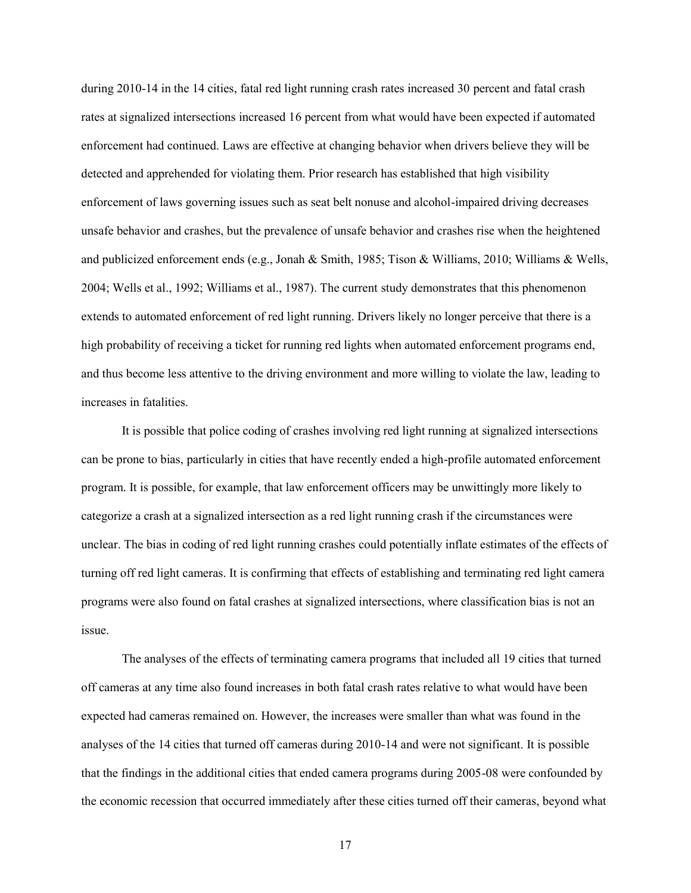during 2010-14 in the 14 cities, fatal red light running crash rates increased 30 percent and fatal crash rates at signalized intersections increased 16 percent from what would have been expected if automated enforcement had continued. Laws are effective at changing behavior when drivers believe they will be detected and apprehended for violating them. Prior research has established that high visibility enforcement of laws governing issues such as seat belt nonuse and alcohol-impaired driving decreases unsafe behavior and crashes, but the prevalence of unsafe behavior and crashes rise when the heightened and publicized enforcement ends (e.g., Jonah & Smith, 1985; Tison & Williams, 2010; Williams & Wells, 2004; Wells et al., 1992; Williams et al., 1987). The current study demonstrates that this phenomenon extends to automated enforcement of red light running. Drivers likely no longer perceive that there is a high probability of receiving a ticket for running red lights when automated enforcement programs end, and thus become less attentive to the driving environment and more willing to violate the law, leading to increases in fatalities.

It is possible that police coding of crashes involving red light running at signalized intersections can be prone to bias, particularly in cities that have recently ended a high-profile automated enforcement program. It is possible, for example, that law enforcement officers may be unwittingly more likely to categorize a crash at a signalized intersection as a red light running crash if the circumstances were unclear. The bias in coding of red light running crashes could potentially inflate estimates of the effects of turning off red light cameras. It is confirming that effects of establishing and terminating red light camera programs were also found on fatal crashes at signalized intersections, where classification bias is not an issue.

The analyses of the effects of terminating camera programs that included all 19 cities that turned off cameras at any time also found increases in both fatal crash rates relative to what would have been expected had cameras remained on. However, the increases were smaller than what was found in the analyses of the 14 cities that turned off cameras during 2010-14 and were not significant. It is possible that the findings in the additional cities that ended camera programs during 2005-08 were confounded by the economic recession that occurred immediately after these cities turned off their cameras, beyond what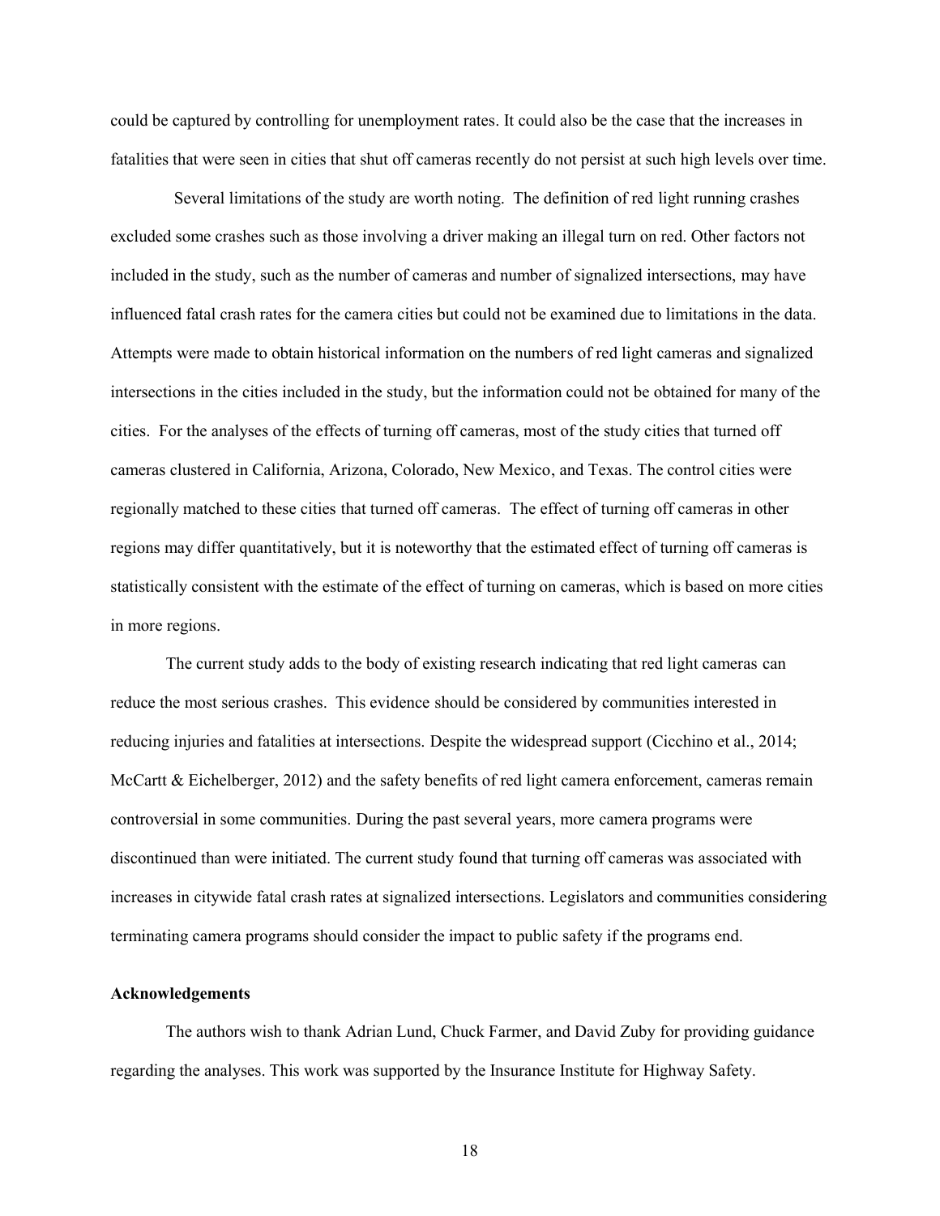could be captured by controlling for unemployment rates. It could also be the case that the increases in fatalities that were seen in cities that shut off cameras recently do not persist at such high levels over time.

Several limitations of the study are worth noting. The definition of red light running crashes excluded some crashes such as those involving a driver making an illegal turn on red. Other factors not included in the study, such as the number of cameras and number of signalized intersections, may have influenced fatal crash rates for the camera cities but could not be examined due to limitations in the data. Attempts were made to obtain historical information on the numbers of red light cameras and signalized intersections in the cities included in the study, but the information could not be obtained for many of the cities. For the analyses of the effects of turning off cameras, most of the study cities that turned off cameras clustered in California, Arizona, Colorado, New Mexico, and Texas. The control cities were regionally matched to these cities that turned off cameras. The effect of turning off cameras in other regions may differ quantitatively, but it is noteworthy that the estimated effect of turning off cameras is statistically consistent with the estimate of the effect of turning on cameras, which is based on more cities in more regions.

The current study adds to the body of existing research indicating that red light cameras can reduce the most serious crashes. This evidence should be considered by communities interested in reducing injuries and fatalities at intersections. Despite the widespread support (Cicchino et al., 2014; McCartt & Eichelberger, 2012) and the safety benefits of red light camera enforcement, cameras remain controversial in some communities. During the past several years, more camera programs were discontinued than were initiated. The current study found that turning off cameras was associated with increases in citywide fatal crash rates at signalized intersections. Legislators and communities considering terminating camera programs should consider the impact to public safety if the programs end.

**Acknowledgements**

The authors wish to thank Adrian Lund, Chuck Farmer, and David Zuby for providing guidance regarding the analyses. This work was supported by the Insurance Institute for Highway Safety.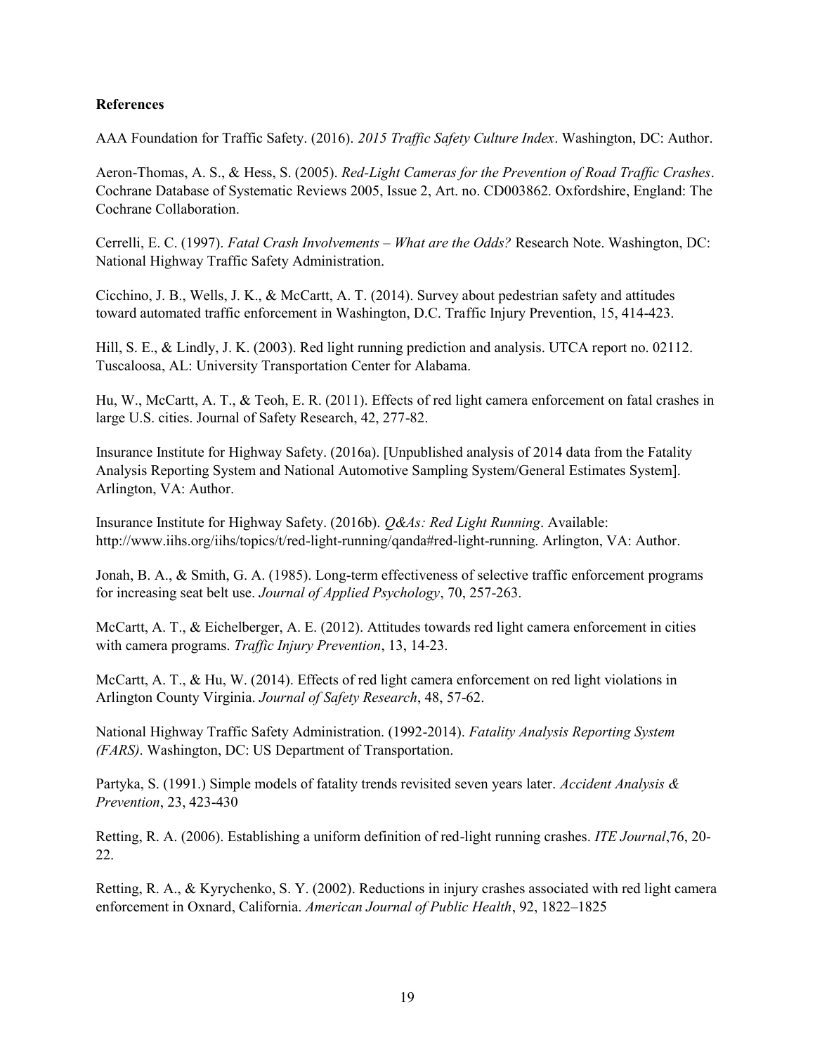**References**

AAA Foundation for Traffic Safety. (2016). *2015 Traffic Safety Culture Index*. Washington, DC: Author.

Aeron-Thomas, A. S., & Hess, S. (2005). *Red-Light Cameras for the Prevention of Road Traffic Crashes*. Cochrane Database of Systematic Reviews 2005, Issue 2, Art. no. CD003862. Oxfordshire, England: The Cochrane Collaboration.

Cerrelli, E. C. (1997). *Fatal Crash Involvements – What are the Odds?* Research Note. Washington, DC: National Highway Traffic Safety Administration.

Cicchino, J. B., Wells, J. K., & McCartt, A. T. (2014). Survey about pedestrian safety and attitudes toward automated traffic enforcement in Washington, D.C. Traffic Injury Prevention, 15, 414-423.

Hill, S. E., & Lindly, J. K. (2003). Red light running prediction and analysis. UTCA report no. 02112. Tuscaloosa, AL: University Transportation Center for Alabama.

Hu, W., McCartt, A. T., & Teoh, E. R. (2011). Effects of red light camera enforcement on fatal crashes in large U.S. cities. Journal of Safety Research, 42, 277-82.

Insurance Institute for Highway Safety. (2016a). [Unpublished analysis of 2014 data from the Fatality Analysis Reporting System and National Automotive Sampling System/General Estimates System]. Arlington, VA: Author.

Insurance Institute for Highway Safety. (2016b). *Q&As: Red Light Running*. Available: http://www.iihs.org/iihs/topics/t/red-light-running/qanda#red-light-running. Arlington, VA: Author.

Jonah, B. A., & Smith, G. A. (1985). Long-term effectiveness of selective traffic enforcement programs for increasing seat belt use. *Journal of Applied Psychology*, 70, 257-263.

McCartt, A. T., & Eichelberger, A. E. (2012). Attitudes towards red light camera enforcement in cities with camera programs. *Traffic Injury Prevention*, 13, 14-23.

McCartt, A. T., & Hu, W. (2014). Effects of red light camera enforcement on red light violations in Arlington County Virginia. *Journal of Safety Research*, 48, 57-62.

National Highway Traffic Safety Administration. (1992-2014). *Fatality Analysis Reporting System (FARS)*. Washington, DC: US Department of Transportation.

Partyka, S. (1991.) Simple models of fatality trends revisited seven years later. *Accident Analysis & Prevention*, 23, 423-430

Retting, R. A. (2006). Establishing a uniform definition of red-light running crashes. *ITE Journal*,76, 20-22.

Retting, R. A., & Kyrychenko, S. Y. (2002). Reductions in injury crashes associated with red light camera enforcement in Oxnard, California. *American Journal of Public Health*, 92, 1822–1825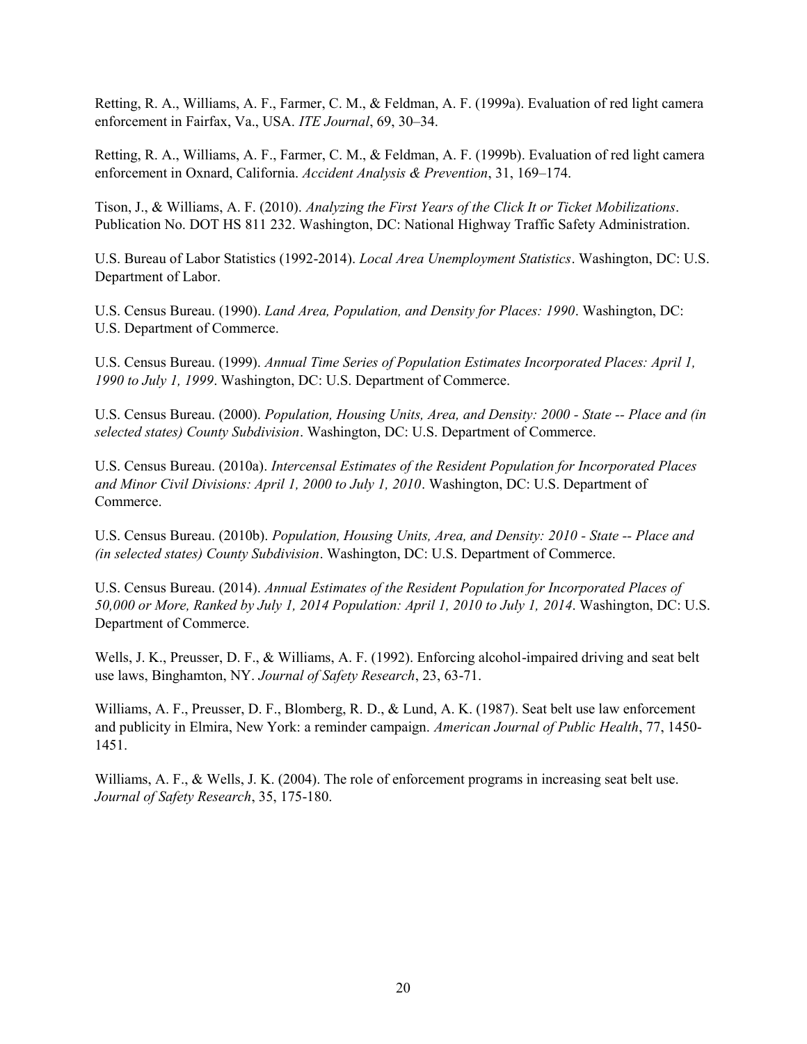Retting, R. A., Williams, A. F., Farmer, C. M., & Feldman, A. F. (1999a). Evaluation of red light camera enforcement in Fairfax, Va., USA. *ITE Journal*, 69, 30–34.

Retting, R. A., Williams, A. F., Farmer, C. M., & Feldman, A. F. (1999b). Evaluation of red light camera enforcement in Oxnard, California. *Accident Analysis & Prevention*, 31, 169–174.

Tison, J., & Williams, A. F. (2010). *Analyzing the First Years of the Click It or Ticket Mobilizations*. Publication No. DOT HS 811 232. Washington, DC: National Highway Traffic Safety Administration.

U.S. Bureau of Labor Statistics (1992-2014). *Local Area Unemployment Statistics*. Washington, DC: U.S. Department of Labor.

U.S. Census Bureau. (1990). *Land Area, Population, and Density for Places: 1990*. Washington, DC: U.S. Department of Commerce.

U.S. Census Bureau. (1999). *Annual Time Series of Population Estimates Incorporated Places: April 1, 1990 to July 1, 1999*. Washington, DC: U.S. Department of Commerce.

U.S. Census Bureau. (2000). *Population, Housing Units, Area, and Density: 2000 - State -- Place and (in selected states) County Subdivision*. Washington, DC: U.S. Department of Commerce.

U.S. Census Bureau. (2010a). *Intercensal Estimates of the Resident Population for Incorporated Places and Minor Civil Divisions: April 1, 2000 to July 1, 2010*. Washington, DC: U.S. Department of Commerce.

U.S. Census Bureau. (2010b). *Population, Housing Units, Area, and Density: 2010 - State -- Place and (in selected states) County Subdivision*. Washington, DC: U.S. Department of Commerce.

U.S. Census Bureau. (2014). *Annual Estimates of the Resident Population for Incorporated Places of 50,000 or More, Ranked by July 1, 2014 Population: April 1, 2010 to July 1, 2014*. Washington, DC: U.S. Department of Commerce.

Wells, J. K., Preusser, D. F., & Williams, A. F. (1992). Enforcing alcohol-impaired driving and seat belt use laws, Binghamton, NY. *Journal of Safety Research*, 23, 63-71.

Williams, A. F., Preusser, D. F., Blomberg, R. D., & Lund, A. K. (1987). Seat belt use law enforcement and publicity in Elmira, New York: a reminder campaign. *American Journal of Public Health*, 77, 1450-1451.

Williams, A. F., & Wells, J. K. (2004). The role of enforcement programs in increasing seat belt use. *Journal of Safety Research*, 35, 175-180.